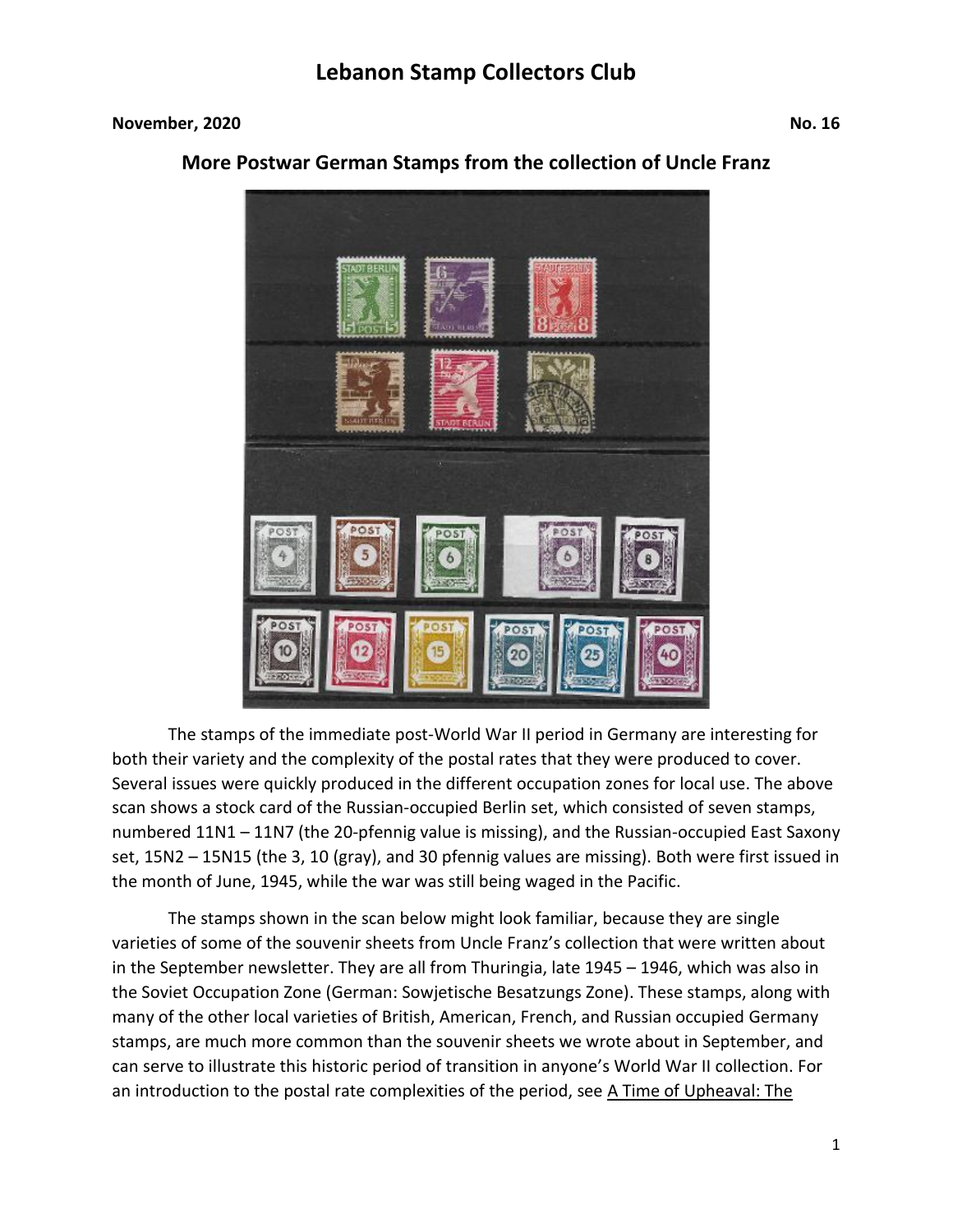# Lebanon Stamp Collectors Club

**November, 2020** **No. 16**

## More Postwar German Stamps from the collection of Uncle Franz

The stamps of the immediate post-World War II period in Germany are interesting for both their variety and the complexity of the postal rates that they were produced to cover. Several issues were quickly produced in the different occupation zones for local use. The above scan shows a stock card of the Russian-occupied Berlin set, which consisted of seven stamps, numbered 11N1 – 11N7 (the 20-pfennig value is missing), and the Russian-occupied East Saxony set, 15N2 – 15N15 (the 3, 10 (gray), and 30 pfennig values are missing). Both were first issued in the month of June, 1945, while the war was still being waged in the Pacific.

The stamps shown in the scan below might look familiar, because they are single varieties of some of the souvenir sheets from Uncle Franz's collection that were written about in the September newsletter. They are all from Thuringia, late 1945 – 1946, which was also in the Soviet Occupation Zone (German: Sowjetische Besatzungs Zone). These stamps, along with many of the other local varieties of British, American, French, and Russian occupied Germany stamps, are much more common than the souvenir sheets we wrote about in September, and can serve to illustrate this historic period of transition in anyone's World War II collection. For an introduction to the postal rate complexities of the period, see A Time of Upheaval: The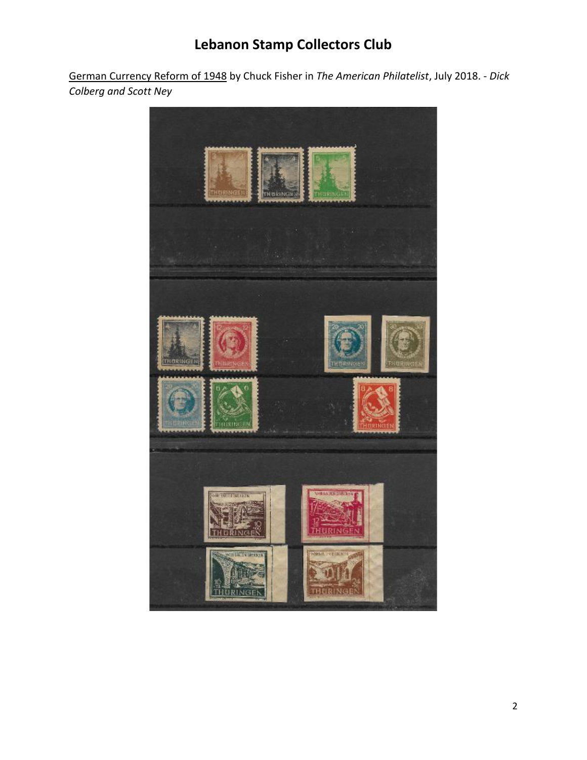# Lebanon Stamp Collectors Club

German Currency Reform of 1948 by Chuck Fisher in *The American Philatelist*, July 2018. - *Dick Colberg and Scott Ney*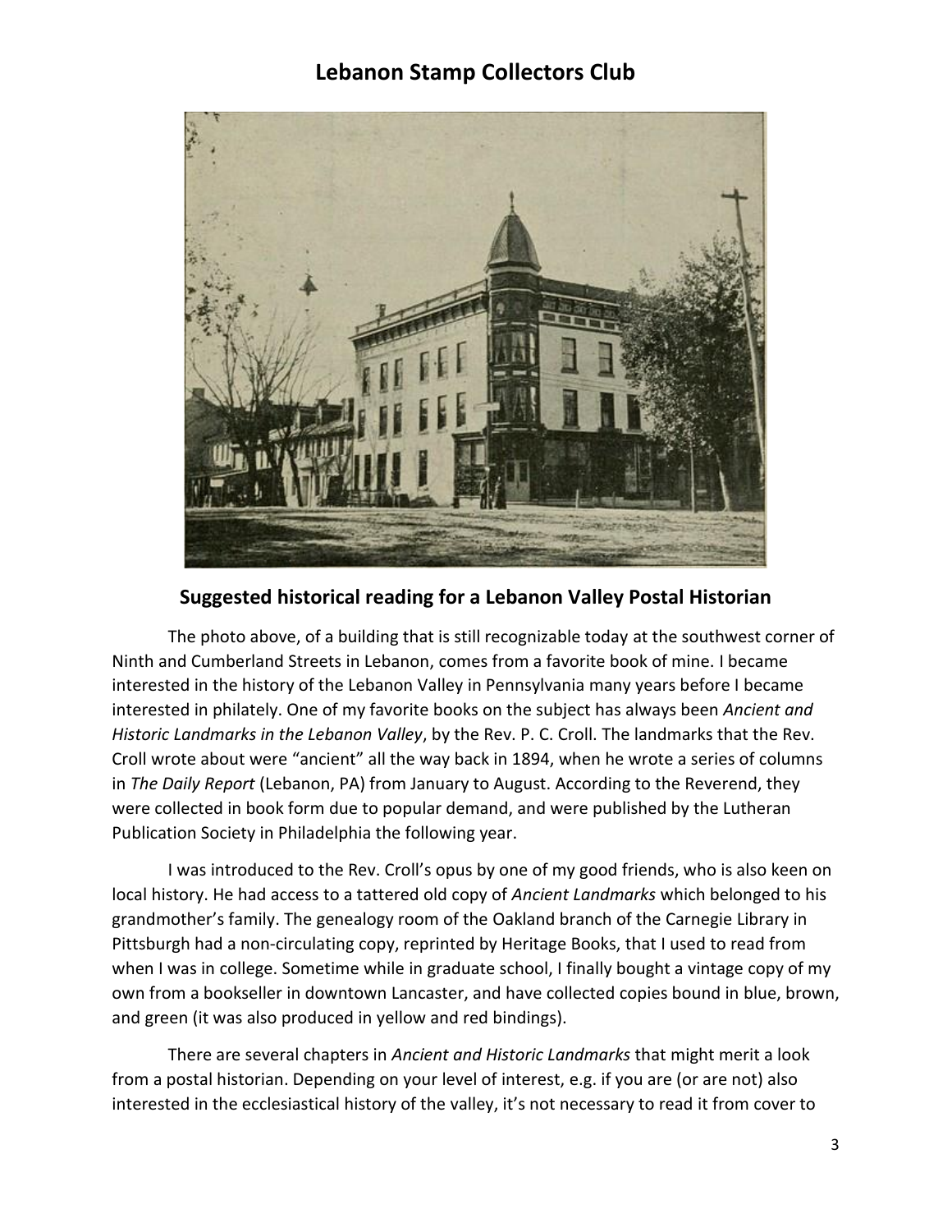# Lebanon Stamp Collectors Club

## Suggested historical reading for a Lebanon Valley Postal Historian

The photo above, of a building that is still recognizable today at the southwest corner of Ninth and Cumberland Streets in Lebanon, comes from a favorite book of mine. I became interested in the history of the Lebanon Valley in Pennsylvania many years before I became interested in philately. One of my favorite books on the subject has always been *Ancient and Historic Landmarks in the Lebanon Valley*, by the Rev. P. C. Croll. The landmarks that the Rev. Croll wrote about were "ancient" all the way back in 1894, when he wrote a series of columns in *The Daily Report* (Lebanon, PA) from January to August. According to the Reverend, they were collected in book form due to popular demand, and were published by the Lutheran Publication Society in Philadelphia the following year.

I was introduced to the Rev. Croll's opus by one of my good friends, who is also keen on local history. He had access to a tattered old copy of *Ancient Landmarks* which belonged to his grandmother's family. The genealogy room of the Oakland branch of the Carnegie Library in Pittsburgh had a non-circulating copy, reprinted by Heritage Books, that I used to read from when I was in college. Sometime while in graduate school, I finally bought a vintage copy of my own from a bookseller in downtown Lancaster, and have collected copies bound in blue, brown, and green (it was also produced in yellow and red bindings).

There are several chapters in *Ancient and Historic Landmarks* that might merit a look from a postal historian. Depending on your level of interest, e.g. if you are (or are not) also interested in the ecclesiastical history of the valley, it's not necessary to read it from cover to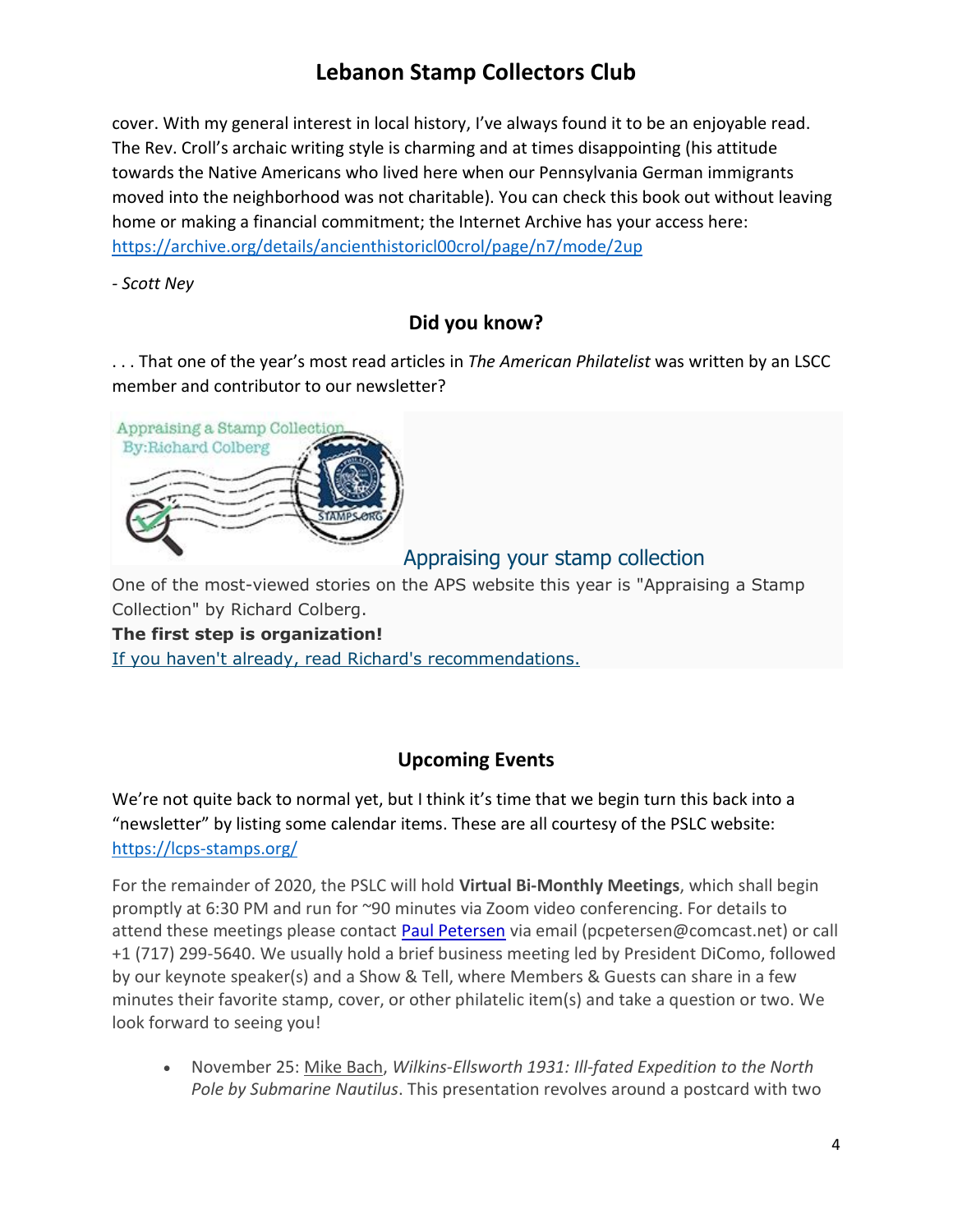cover. With my general interest in local history, I've always found it to be an enjoyable read. The Rev. Croll's archaic writing style is charming and at times disappointing (his attitude towards the Native Americans who lived here when our Pennsylvania German immigrants moved into the neighborhood was not charitable). You can check this book out without leaving home or making a financial commitment; the Internet Archive has your access here: https://archive.org/details/ancienthistoricl00crol/page/n7/mode/2up

*- Scott Ney*

## Did you know?

. . . That one of the year's most read articles in *The American Philatelist* was written by an LSCC member and contributor to our newsletter?

Appraising a Stamp Collection
By:Richard Colberg

### Appraising your stamp collection

One of the most-viewed stories on the APS website this year is "Appraising a Stamp Collection" by Richard Colberg.

**The first step is organization!**

If you haven't already, read Richard's recommendations.

## Upcoming Events

We're not quite back to normal yet, but I think it's time that we begin turn this back into a "newsletter" by listing some calendar items. These are all courtesy of the PSLC website: https://lcps-stamps.org/

For the remainder of 2020, the PSLC will hold **Virtual Bi-Monthly Meetings**, which shall begin promptly at 6:30 PM and run for ~90 minutes via Zoom video conferencing. For details to attend these meetings please contact Paul Petersen via email (pcpetersen@comcast.net) or call +1 (717) 299-5640. We usually hold a brief business meeting led by President DiComo, followed by our keynote speaker(s) and a Show & Tell, where Members & Guests can share in a few minutes their favorite stamp, cover, or other philatelic item(s) and take a question or two. We look forward to seeing you!

- November 25: Mike Bach, *Wilkins-Ellsworth 1931: Ill-fated Expedition to the North Pole by Submarine Nautilus*. This presentation revolves around a postcard with two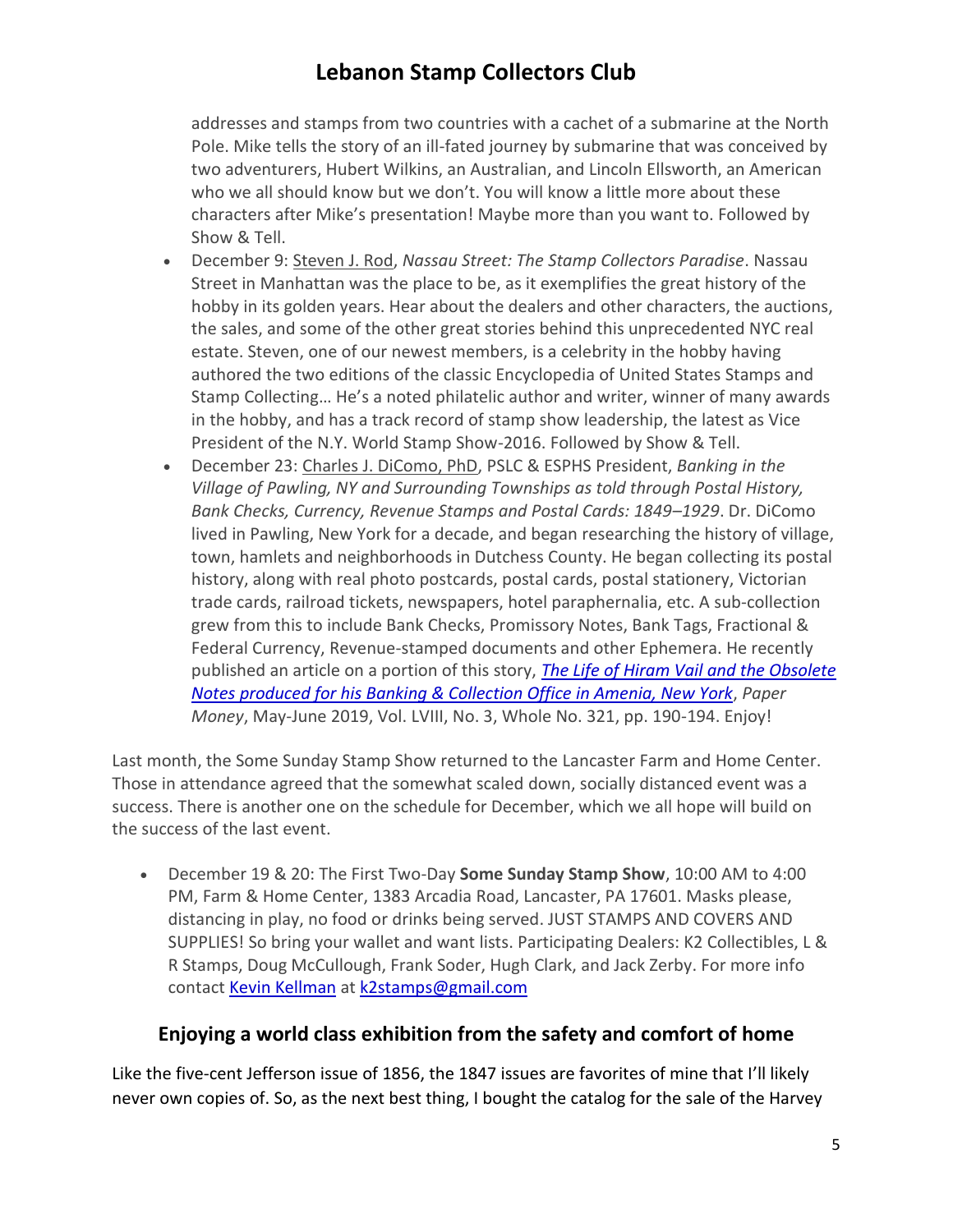addresses and stamps from two countries with a cachet of a submarine at the North Pole. Mike tells the story of an ill-fated journey by submarine that was conceived by two adventurers, Hubert Wilkins, an Australian, and Lincoln Ellsworth, an American who we all should know but we don't. You will know a little more about these characters after Mike's presentation! Maybe more than you want to. Followed by Show & Tell.

- December 9: Steven J. Rod, *Nassau Street: The Stamp Collectors Paradise*. Nassau Street in Manhattan was the place to be, as it exemplifies the great history of the hobby in its golden years. Hear about the dealers and other characters, the auctions, the sales, and some of the other great stories behind this unprecedented NYC real estate. Steven, one of our newest members, is a celebrity in the hobby having authored the two editions of the classic Encyclopedia of United States Stamps and Stamp Collecting… He's a noted philatelic author and writer, winner of many awards in the hobby, and has a track record of stamp show leadership, the latest as Vice President of the N.Y. World Stamp Show-2016. Followed by Show & Tell.
- December 23: Charles J. DiComo, PhD, PSLC & ESPHS President, *Banking in the Village of Pawling, NY and Surrounding Townships as told through Postal History, Bank Checks, Currency, Revenue Stamps and Postal Cards: 1849–1929*. Dr. DiComo lived in Pawling, New York for a decade, and began researching the history of village, town, hamlets and neighborhoods in Dutchess County. He began collecting its postal history, along with real photo postcards, postal cards, postal stationery, Victorian trade cards, railroad tickets, newspapers, hotel paraphernalia, etc. A sub-collection grew from this to include Bank Checks, Promissory Notes, Bank Tags, Fractional & Federal Currency, Revenue-stamped documents and other Ephemera. He recently published an article on a portion of this story, *The Life of Hiram Vail and the Obsolete Notes produced for his Banking & Collection Office in Amenia, New York*, *Paper Money*, May-June 2019, Vol. LVIII, No. 3, Whole No. 321, pp. 190-194. Enjoy!

Last month, the Some Sunday Stamp Show returned to the Lancaster Farm and Home Center. Those in attendance agreed that the somewhat scaled down, socially distanced event was a success. There is another one on the schedule for December, which we all hope will build on the success of the last event.

- December 19 & 20: The First Two-Day **Some Sunday Stamp Show**, 10:00 AM to 4:00 PM, Farm & Home Center, 1383 Arcadia Road, Lancaster, PA 17601. Masks please, distancing in play, no food or drinks being served. JUST STAMPS AND COVERS AND SUPPLIES! So bring your wallet and want lists. Participating Dealers: K2 Collectibles, L & R Stamps, Doug McCullough, Frank Soder, Hugh Clark, and Jack Zerby. For more info contact Kevin Kellman at k2stamps@gmail.com

## Enjoying a world class exhibition from the safety and comfort of home

Like the five-cent Jefferson issue of 1856, the 1847 issues are favorites of mine that I'll likely never own copies of. So, as the next best thing, I bought the catalog for the sale of the Harvey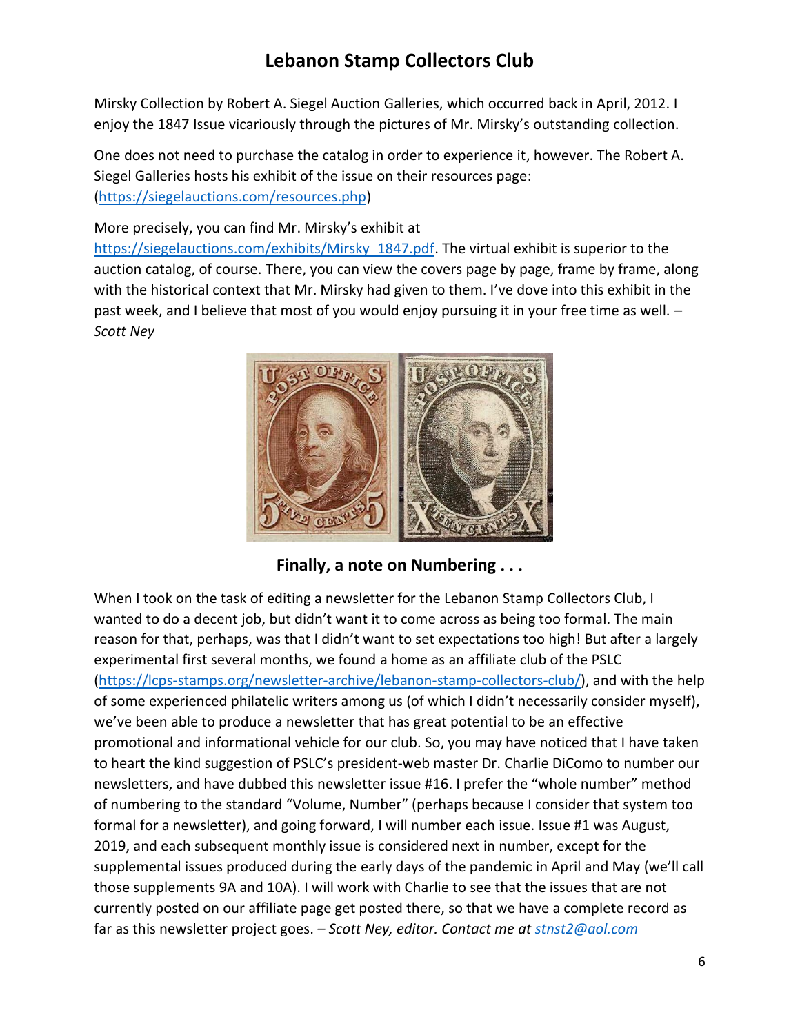Mirsky Collection by Robert A. Siegel Auction Galleries, which occurred back in April, 2012. I enjoy the 1847 Issue vicariously through the pictures of Mr. Mirsky's outstanding collection.

One does not need to purchase the catalog in order to experience it, however. The Robert A. Siegel Galleries hosts his exhibit of the issue on their resources page: (https://siegelauctions.com/resources.php)

More precisely, you can find Mr. Mirsky's exhibit at https://siegelauctions.com/exhibits/Mirsky_1847.pdf. The virtual exhibit is superior to the auction catalog, of course. There, you can view the covers page by page, frame by frame, along with the historical context that Mr. Mirsky had given to them. I've dove into this exhibit in the past week, and I believe that most of you would enjoy pursuing it in your free time as well. – *Scott Ney*

## Finally, a note on Numbering . . .

When I took on the task of editing a newsletter for the Lebanon Stamp Collectors Club, I wanted to do a decent job, but didn't want it to come across as being too formal. The main reason for that, perhaps, was that I didn't want to set expectations too high! But after a largely experimental first several months, we found a home as an affiliate club of the PSLC (https://lcps-stamps.org/newsletter-archive/lebanon-stamp-collectors-club/), and with the help of some experienced philatelic writers among us (of which I didn't necessarily consider myself), we've been able to produce a newsletter that has great potential to be an effective promotional and informational vehicle for our club. So, you may have noticed that I have taken to heart the kind suggestion of PSLC's president-web master Dr. Charlie DiComo to number our newsletters, and have dubbed this newsletter issue #16. I prefer the "whole number" method of numbering to the standard "Volume, Number" (perhaps because I consider that system too formal for a newsletter), and going forward, I will number each issue. Issue #1 was August, 2019, and each subsequent monthly issue is considered next in number, except for the supplemental issues produced during the early days of the pandemic in April and May (we'll call those supplements 9A and 10A). I will work with Charlie to see that the issues that are not currently posted on our affiliate page get posted there, so that we have a complete record as far as this newsletter project goes. – *Scott Ney, editor. Contact me at stnst2@aol.com*